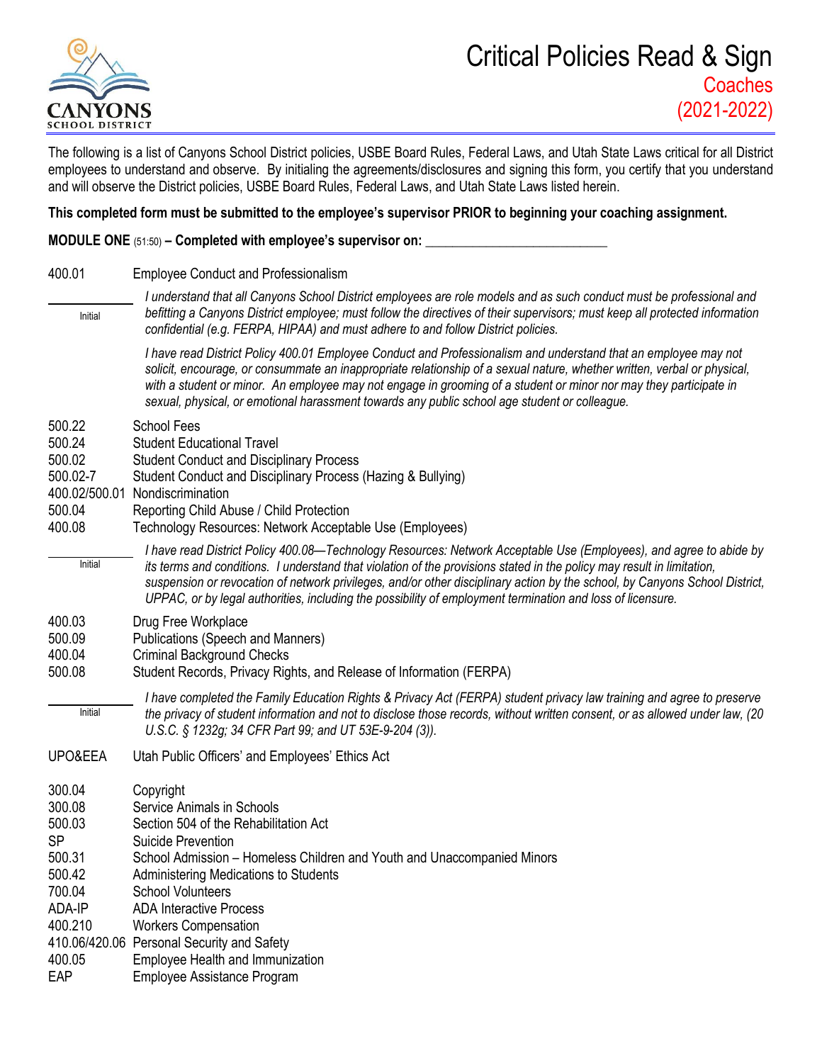# Critical Policies Read & Sign

## Coaches

## (2021-2022)

CANYONS SCHOOL DISTRICT

The following is a list of Canyons School District policies, USBE Board Rules, Federal Laws, and Utah State Laws critical for all District employees to understand and observe. By initialing the agreements/disclosures and signing this form, you certify that you understand and will observe the District policies, USBE Board Rules, Federal Laws, and Utah State Laws listed herein.

**This completed form must be submitted to the employee's supervisor PRIOR to beginning your coaching assignment.**

**MODULE ONE** (51:50) **– Completed with employee's supervisor on:** ___________________________

400.01 Employee Conduct and Professionalism

___________ Initial

*I understand that all Canyons School District employees are role models and as such conduct must be professional and befitting a Canyons District employee; must follow the directives of their supervisors; must keep all protected information confidential (e.g. FERPA, HIPAA) and must adhere to and follow District policies.*

*I have read District Policy 400.01 Employee Conduct and Professionalism and understand that an employee may not solicit, encourage, or consummate an inappropriate relationship of a sexual nature, whether written, verbal or physical, with a student or minor. An employee may not engage in grooming of a student or minor nor may they participate in sexual, physical, or emotional harassment towards any public school age student or colleague.*

500.22 School Fees
500.24 Student Educational Travel
500.02 Student Conduct and Disciplinary Process
500.02-7 Student Conduct and Disciplinary Process (Hazing & Bullying)
400.02/500.01 Nondiscrimination
500.04 Reporting Child Abuse / Child Protection
400.08 Technology Resources: Network Acceptable Use (Employees)

___________ Initial

*I have read District Policy 400.08—Technology Resources: Network Acceptable Use (Employees), and agree to abide by its terms and conditions. I understand that violation of the provisions stated in the policy may result in limitation, suspension or revocation of network privileges, and/or other disciplinary action by the school, by Canyons School District, UPPAC, or by legal authorities, including the possibility of employment termination and loss of licensure.*

400.03 Drug Free Workplace
500.09 Publications (Speech and Manners)
400.04 Criminal Background Checks
500.08 Student Records, Privacy Rights, and Release of Information (FERPA)

___________ Initial

*I have completed the Family Education Rights & Privacy Act (FERPA) student privacy law training and agree to preserve the privacy of student information and not to disclose those records, without written consent, or as allowed under law, (20 U.S.C. § 1232g; 34 CFR Part 99; and UT 53E-9-204 (3)).*

UPO&EEA Utah Public Officers' and Employees' Ethics Act

300.04 Copyright
300.08 Service Animals in Schools
500.03 Section 504 of the Rehabilitation Act
SP Suicide Prevention
500.31 School Admission – Homeless Children and Youth and Unaccompanied Minors
500.42 Administering Medications to Students
700.04 School Volunteers
ADA-IP ADA Interactive Process
400.210 Workers Compensation
410.06/420.06 Personal Security and Safety
400.05 Employee Health and Immunization
EAP Employee Assistance Program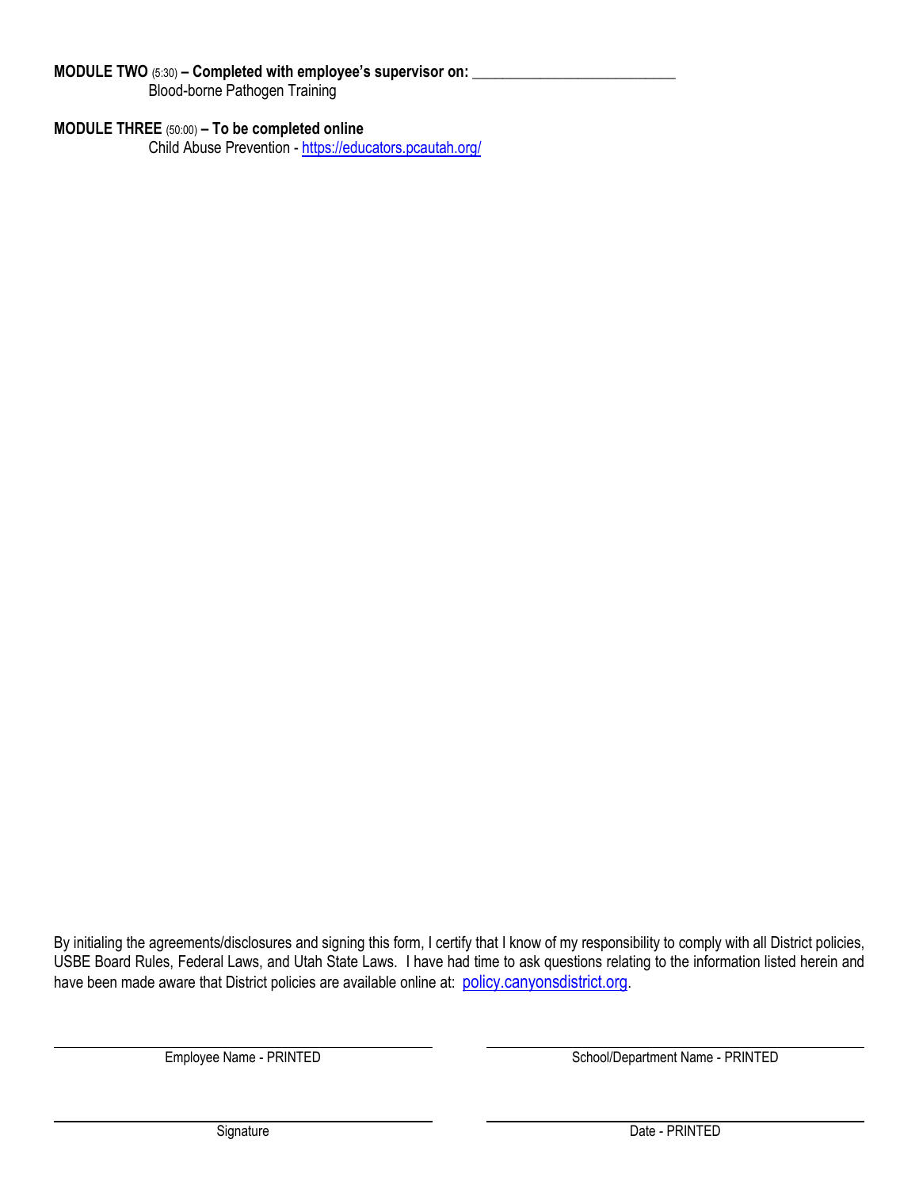**MODULE TWO** (5:30) **– Completed with employee's supervisor on: ___________________________**

Blood-borne Pathogen Training

**MODULE THREE** (50:00) **– To be completed online**

Child Abuse Prevention - https://educators.pcautah.org/

By initialing the agreements/disclosures and signing this form, I certify that I know of my responsibility to comply with all District policies, USBE Board Rules, Federal Laws, and Utah State Laws. I have had time to ask questions relating to the information listed herein and have been made aware that District policies are available online at: policy.canyonsdistrict.org.

| | |
|---|---|
| ______________________________ | ______________________________ |
| Employee Name - PRINTED | School/Department Name - PRINTED |
| ______________________________ | ______________________________ |
| Signature | Date - PRINTED |